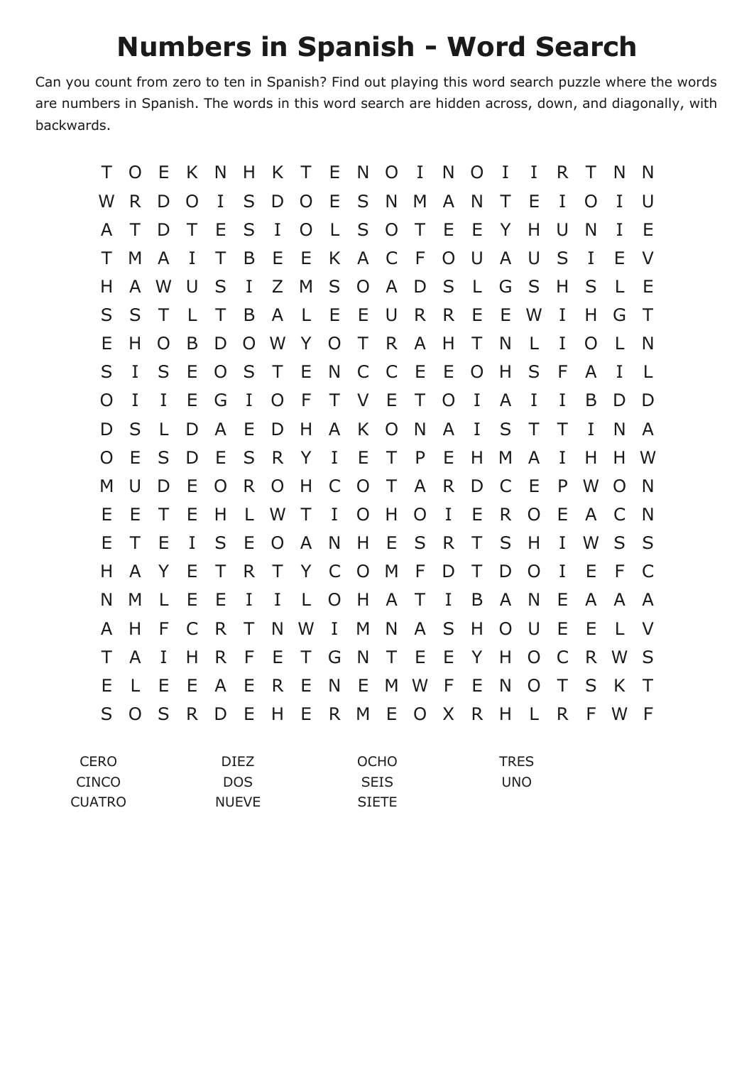# Numbers in Spanish - Word Search

Can you count from zero to ten in Spanish? Find out playing this word search puzzle where the words are numbers in Spanish. The words in this word search are hidden across, down, and diagonally, with backwards.

```
T O E K N H K T E N O I N O I I R T N N
W R D O I S D O E S N M A N T E I O I U
A T D T E S I O L S O T E E Y H U N I E
T M A I T B E E K A C F O U A U S I E V
H A W U S I Z M S O A D S L G S H S L E
S S T L T B A L E E U R R E E W I H G T
E H O B D O W Y O T R A H T N L I O L N
S I S E O S T E N C C E E O H S F A I L
O I I E G I O F T V E T O I A I I B D D
D S L D A E D H A K O N A I S T T I N A
O E S D E S R Y I E T P E H M A I H H W
M U D E O R O H C O T A R D C E P W O N
E E T E H L W T I O H O I E R O E A C N
E T E I S E O A N H E S R T S H I W S S
H A Y E T R T Y C O M F D T D O I E F C
N M L E E I I L O H A T I B A N E A A A
A H F C R T N W I M N A S H O U E E L V
T A I H R F E T G N T E E Y H O C R W S
E L E E A E R E N E M W F E N O T S K T
S O S R D E H E R M E O X R H L R F W F
```

| | | | |
|---|---|---|---|
| CERO | DIEZ | OCHO | TRES |
| CINCO | DOS | SEIS | UNO |
| CUATRO | NUEVE | SIETE | |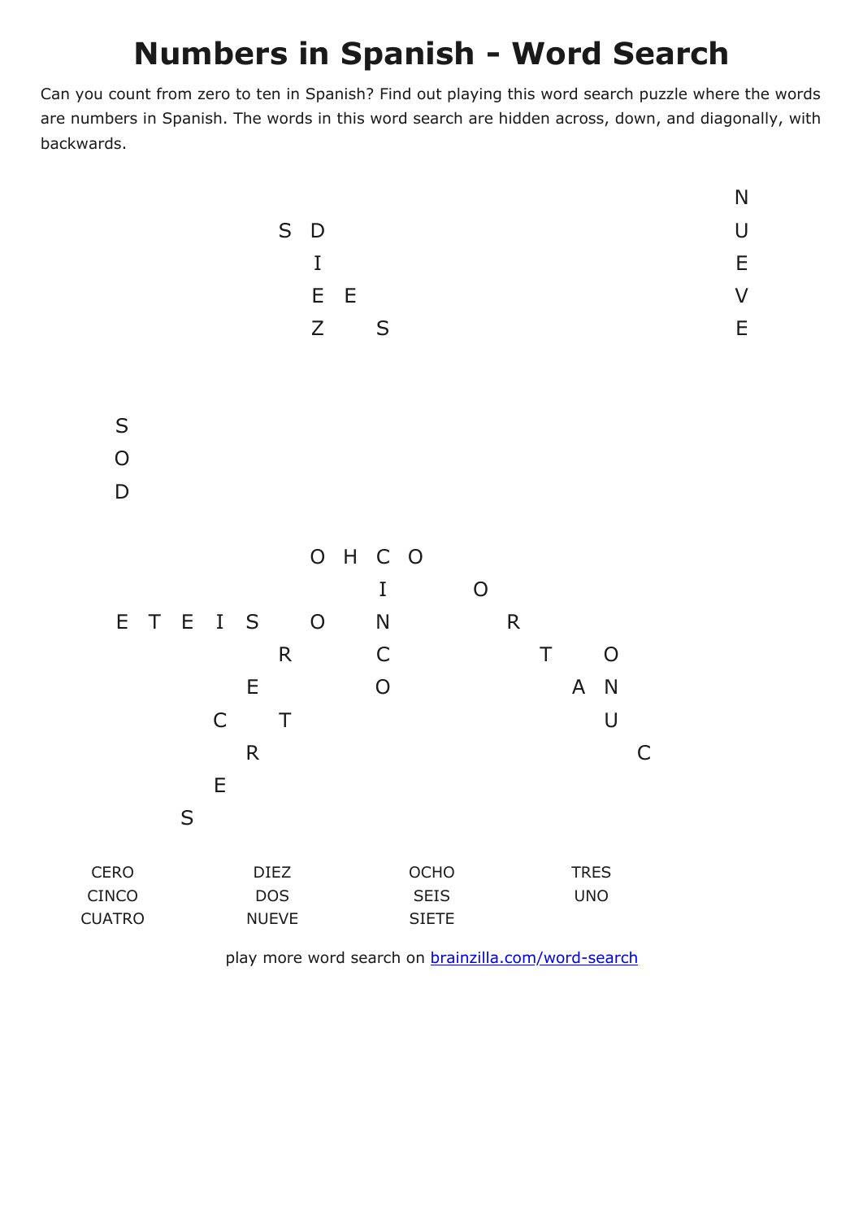# Numbers in Spanish - Word Search

Can you count from zero to ten in Spanish? Find out playing this word search puzzle where the words are numbers in Spanish. The words in this word search are hidden across, down, and diagonally, with backwards.

```
                                          N
            S D                           U
              I                           E
              E E                         V
              Z   S                       E



  S
  O
  D

              O H C O
                  I     O
  E T E I S   O   N       R
          R       C         T   O
        E         O           A N
      C   T                     U
        R                         C
      E
    S
```

| | | | |
|---|---|---|---|
| CERO | DIEZ | OCHO | TRES |
| CINCO | DOS | SEIS | UNO |
| CUATRO | NUEVE | SIETE | |

play more word search on brainzilla.com/word-search